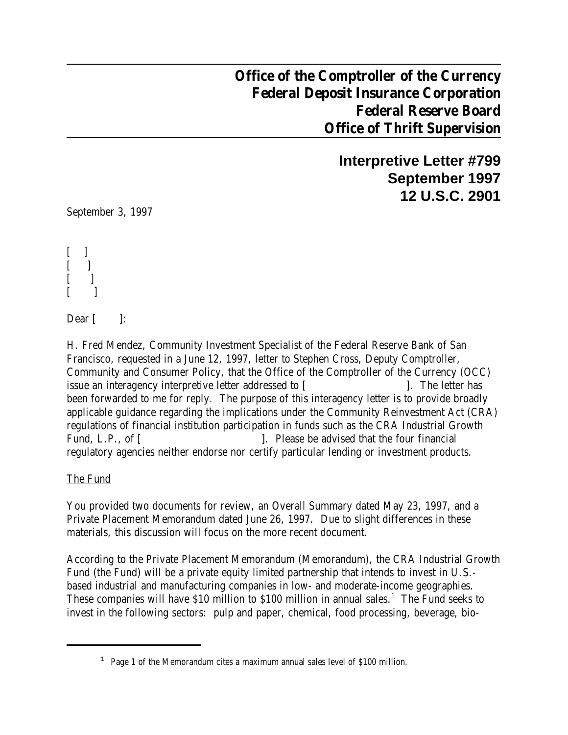**Office of the Comptroller of the Currency**
**Federal Deposit Insurance Corporation**
**Federal Reserve Board**
**Office of Thrift Supervision**

**Interpretive Letter #799**
**September 1997**
**12 U.S.C. 2901**

September 3, 1997

[ ]
[ ]
[ ]
[ ]

Dear [ ]:

H. Fred Mendez, Community Investment Specialist of the Federal Reserve Bank of San Francisco, requested in a June 12, 1997, letter to Stephen Cross, Deputy Comptroller, Community and Consumer Policy, that the Office of the Comptroller of the Currency (OCC) issue an interagency interpretive letter addressed to [ ]. The letter has been forwarded to me for reply. The purpose of this interagency letter is to provide broadly applicable guidance regarding the implications under the Community Reinvestment Act (CRA) regulations of financial institution participation in funds such as the CRA Industrial Growth Fund, L.P., of [ ]. Please be advised that the four financial regulatory agencies neither endorse nor certify particular lending or investment products.

The Fund

You provided two documents for review, an Overall Summary dated May 23, 1997, and a Private Placement Memorandum dated June 26, 1997. Due to slight differences in these materials, this discussion will focus on the more recent document.

According to the Private Placement Memorandum (Memorandum), the CRA Industrial Growth Fund (the Fund) will be a private equity limited partnership that intends to invest in U.S.-based industrial and manufacturing companies in low- and moderate-income geographies. These companies will have $10 million to $100 million in annual sales.[1] The Fund seeks to invest in the following sectors: pulp and paper, chemical, food processing, beverage, bio-

[1] Page 1 of the Memorandum cites a maximum annual sales level of $100 million.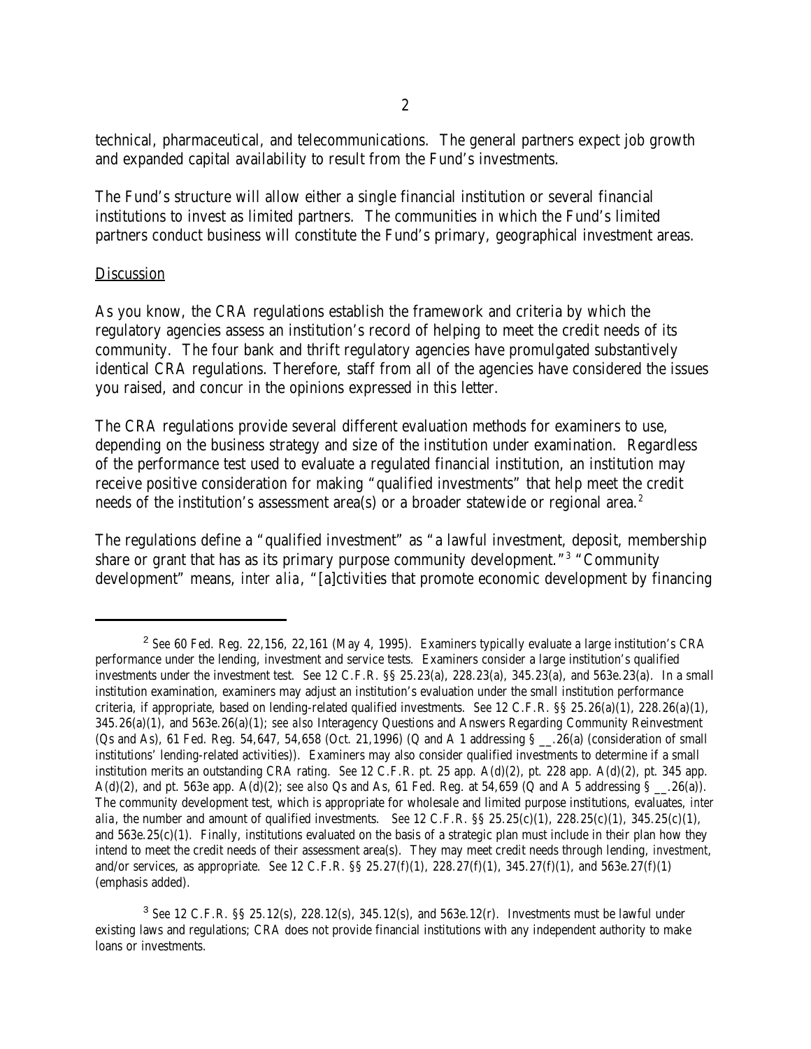technical, pharmaceutical, and telecommunications. The general partners expect job growth and expanded capital availability to result from the Fund's investments.

The Fund's structure will allow either a single financial institution or several financial institutions to invest as limited partners. The communities in which the Fund's limited partners conduct business will constitute the Fund's primary, geographical investment areas.

Discussion

As you know, the CRA regulations establish the framework and criteria by which the regulatory agencies assess an institution's record of helping to meet the credit needs of its community. The four bank and thrift regulatory agencies have promulgated substantively identical CRA regulations. Therefore, staff from all of the agencies have considered the issues you raised, and concur in the opinions expressed in this letter.

The CRA regulations provide several different evaluation methods for examiners to use, depending on the business strategy and size of the institution under examination. Regardless of the performance test used to evaluate a regulated financial institution, an institution may receive positive consideration for making "qualified investments" that help meet the credit needs of the institution's assessment area(s) or a broader statewide or regional area.[2]

The regulations define a "qualified investment" as "a lawful investment, deposit, membership share or grant that has as its primary purpose community development."[3] "Community development" means, *inter alia*, "[a]ctivities that promote economic development by financing

---

[2] *See* 60 Fed. Reg. 22,156, 22,161 (May 4, 1995). Examiners typically evaluate a large institution's CRA performance under the lending, investment and service tests. Examiners consider a large institution's qualified investments under the investment test. *See* 12 C.F.R. §§ 25.23(a), 228.23(a), 345.23(a), and 563e.23(a). In a small institution examination, examiners may adjust an institution's evaluation under the small institution performance criteria, if appropriate, based on lending-related qualified investments. *See* 12 C.F.R. §§ 25.26(a)(1), 228.26(a)(1), 345.26(a)(1), and 563e.26(a)(1); *see also* Interagency Questions and Answers Regarding Community Reinvestment (Qs and As), 61 Fed. Reg. 54,647, 54,658 (Oct. 21,1996) (Q and A 1 addressing § __.26(a) (consideration of small institutions' lending-related activities)). Examiners may also consider qualified investments to determine if a small institution merits an outstanding CRA rating. *See* 12 C.F.R. pt. 25 app. A(d)(2), pt. 228 app. A(d)(2), pt. 345 app. A(d)(2), and pt. 563e app. A(d)(2); *see also* Qs and As, 61 Fed. Reg. at 54,659 (Q and A 5 addressing § __.26(a)). The community development test, which is appropriate for wholesale and limited purpose institutions, evaluates, *inter alia*, the number and amount of qualified investments. *See* 12 C.F.R. §§ 25.25(c)(1), 228.25(c)(1), 345.25(c)(1), and 563e.25(c)(1). Finally, institutions evaluated on the basis of a strategic plan must include in their plan how they intend to meet the credit needs of their assessment area(s). They may meet credit needs through lending, *investment*, and/or services, as appropriate. *See* 12 C.F.R. §§ 25.27(f)(1), 228.27(f)(1), 345.27(f)(1), and 563e.27(f)(1) (emphasis added).

[3] *See* 12 C.F.R. §§ 25.12(s), 228.12(s), 345.12(s), and 563e.12(r). Investments must be lawful under existing laws and regulations; CRA does not provide financial institutions with any independent authority to make loans or investments.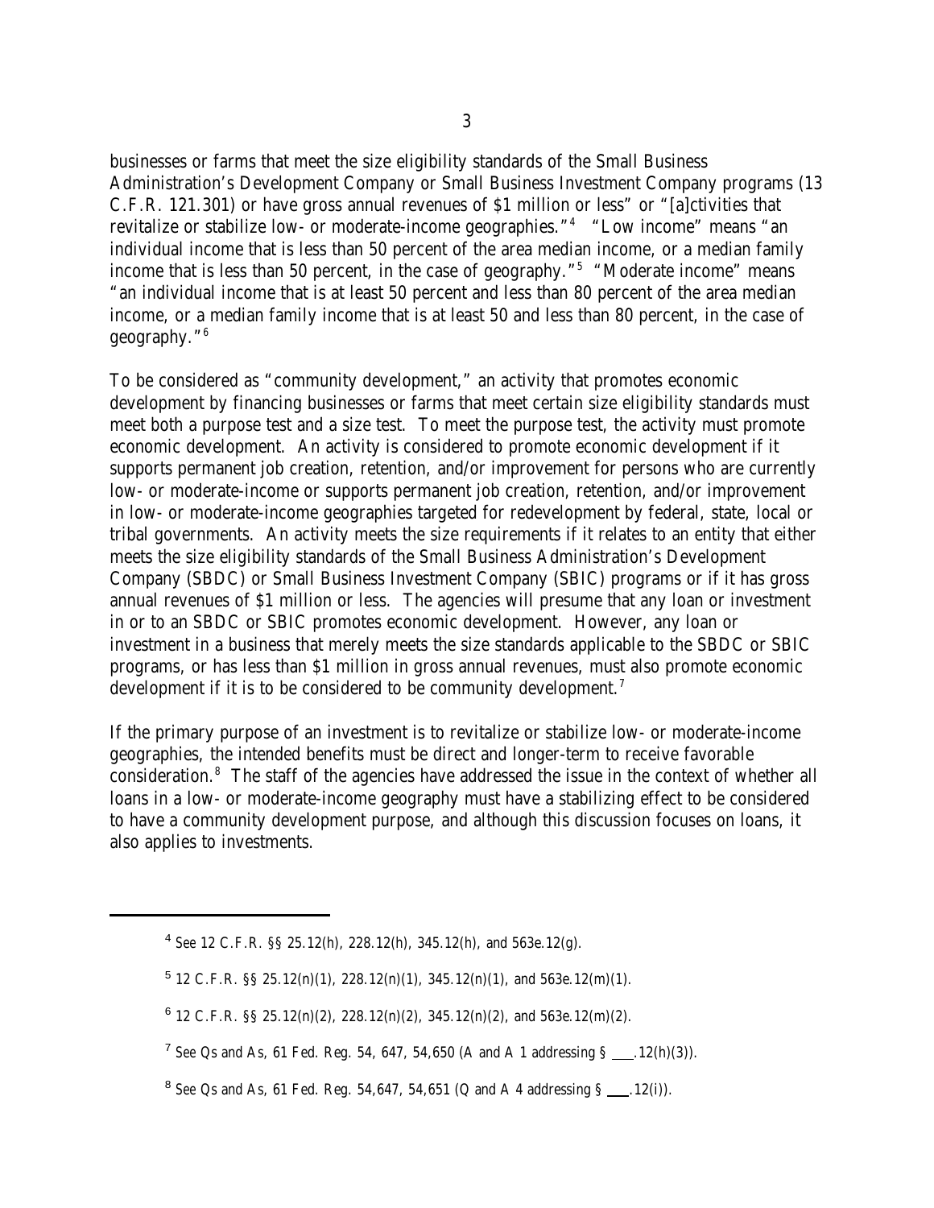businesses or farms that meet the size eligibility standards of the Small Business Administration's Development Company or Small Business Investment Company programs (13 C.F.R. 121.301) or have gross annual revenues of $1 million or less" or "[a]ctivities that revitalize or stabilize low- or moderate-income geographies."[4] "Low income" means "an individual income that is less than 50 percent of the area median income, or a median family income that is less than 50 percent, in the case of geography."[5] "Moderate income" means "an individual income that is at least 50 percent and less than 80 percent of the area median income, or a median family income that is at least 50 and less than 80 percent, in the case of geography."[6]

To be considered as "community development," an activity that promotes economic development by financing businesses or farms that meet certain size eligibility standards must meet both a purpose test and a size test. To meet the purpose test, the activity must promote economic development. An activity is considered to promote economic development if it supports permanent job creation, retention, and/or improvement for persons who are currently low- or moderate-income or supports permanent job creation, retention, and/or improvement in low- or moderate-income geographies targeted for redevelopment by federal, state, local or tribal governments. An activity meets the size requirements if it relates to an entity that either meets the size eligibility standards of the Small Business Administration's Development Company (SBDC) or Small Business Investment Company (SBIC) programs or if it has gross annual revenues of $1 million or less. The agencies will presume that any loan or investment in or to an SBDC or SBIC promotes economic development. However, any loan or investment in a business that merely meets the size standards applicable to the SBDC or SBIC programs, or has less than $1 million in gross annual revenues, must also promote economic development if it is to be considered to be community development.[7]

If the primary purpose of an investment is to revitalize or stabilize low- or moderate-income geographies, the intended benefits must be direct and longer-term to receive favorable consideration.[8] The staff of the agencies have addressed the issue in the context of whether all loans in a low- or moderate-income geography must have a stabilizing effect to be considered to have a community development purpose, and although this discussion focuses on loans, it also applies to investments.

---

[4] See 12 C.F.R. §§ 25.12(h), 228.12(h), 345.12(h), and 563e.12(g).

[5] 12 C.F.R. §§ 25.12(n)(1), 228.12(n)(1), 345.12(n)(1), and 563e.12(m)(1).

[6] 12 C.F.R. §§ 25.12(n)(2), 228.12(n)(2), 345.12(n)(2), and 563e.12(m)(2).

[7] See Qs and As, 61 Fed. Reg. 54, 647, 54,650 (A and A 1 addressing § ___.12(h)(3)).

[8] See Qs and As, 61 Fed. Reg. 54,647, 54,651 (Q and A 4 addressing § ___.12(i)).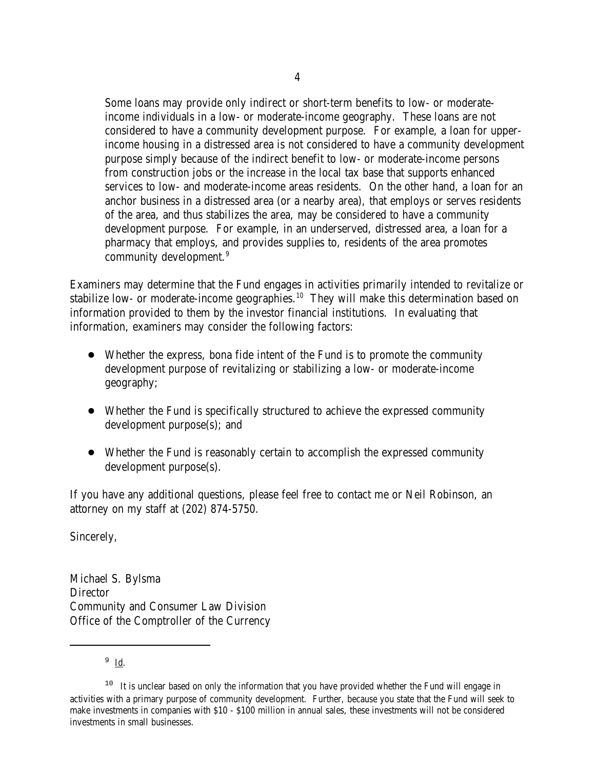> Some loans may provide only indirect or short-term benefits to low- or moderate-income individuals in a low- or moderate-income geography. These loans are not considered to have a community development purpose. For example, a loan for upper-income housing in a distressed area is not considered to have a community development purpose simply because of the indirect benefit to low- or moderate-income persons from construction jobs or the increase in the local tax base that supports enhanced services to low- and moderate-income areas residents. On the other hand, a loan for an anchor business in a distressed area (or a nearby area), that employs or serves residents of the area, and thus stabilizes the area, may be considered to have a community development purpose. For example, in an underserved, distressed area, a loan for a pharmacy that employs, and provides supplies to, residents of the area promotes community development.[9]

Examiners may determine that the Fund engages in activities primarily intended to revitalize or stabilize low- or moderate-income geographies.[10] They will make this determination based on information provided to them by the investor financial institutions. In evaluating that information, examiners may consider the following factors:

- Whether the express, bona fide intent of the Fund is to promote the community development purpose of revitalizing or stabilizing a low- or moderate-income geography;

- Whether the Fund is specifically structured to achieve the expressed community development purpose(s); and

- Whether the Fund is reasonably certain to accomplish the expressed community development purpose(s).

If you have any additional questions, please feel free to contact me or Neil Robinson, an attorney on my staff at (202) 874-5750.

Sincerely,

Michael S. Bylsma
Director
Community and Consumer Law Division
Office of the Comptroller of the Currency

---

[9] Id.

[10] It is unclear based on only the information that you have provided whether the Fund will engage in activities with a primary purpose of community development. Further, because you state that the Fund will seek to make investments in companies with $10 - $100 million in annual sales, these investments will not be considered investments in small businesses.